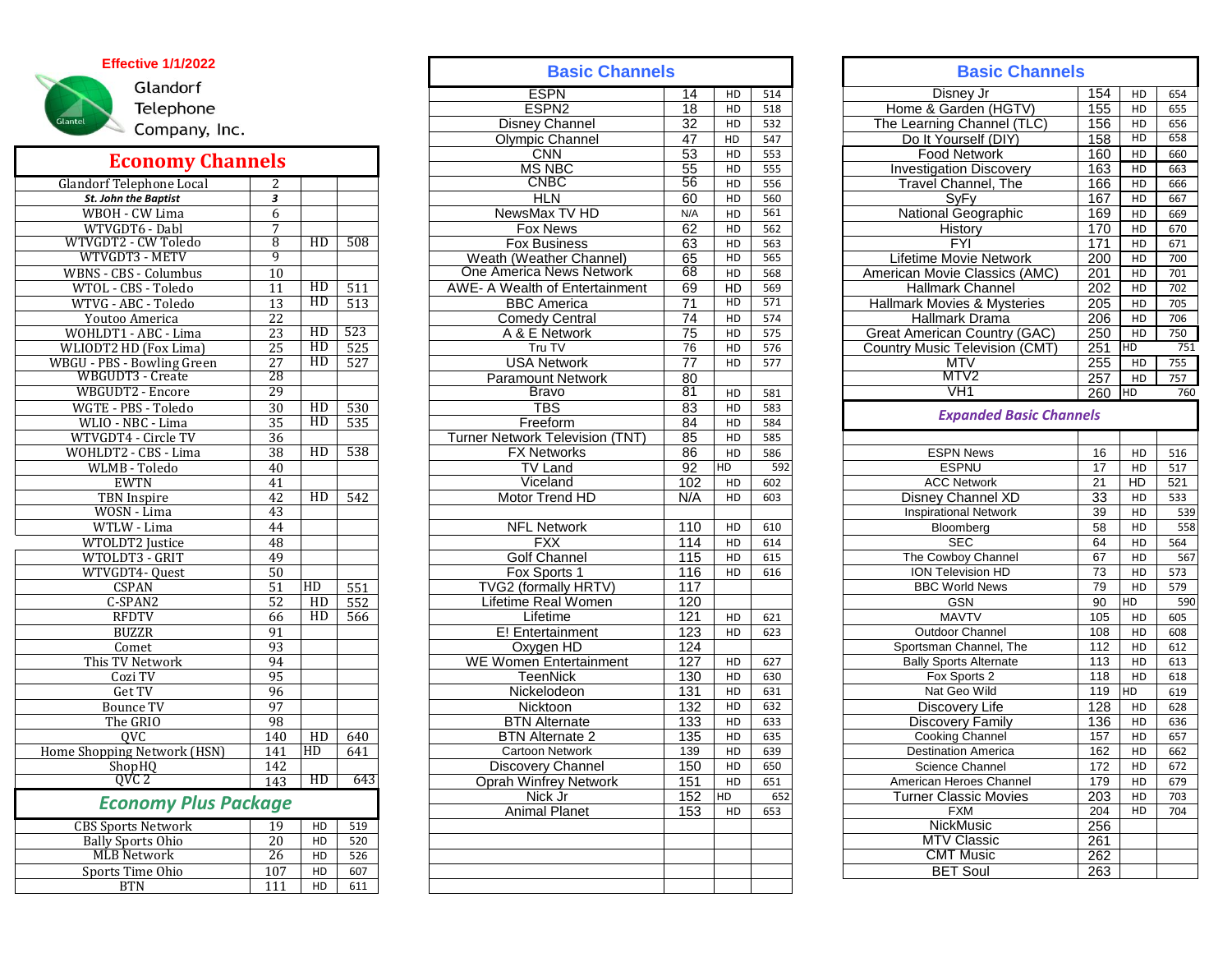**Effective 1/1/2022**

Glandorf Telephone Company, Inc.

## Economy Channels

| Channel | Number | HD | HD Number |
|---|---|---|---|
| Glandorf Telephone Local | 2 | | |
| ***St. John the Baptist*** | ***3*** | | |
| WBOH - CW Lima | 6 | | |
| WTVGDT6 - Dabl | 7 | | |
| WTVGDT2 - CW Toledo | 8 | HD | 508 |
| WTVGDT3 - METV | 9 | | |
| WBNS - CBS - Columbus | 10 | | |
| WTOL - CBS - Toledo | 11 | HD | 511 |
| WTVG - ABC - Toledo | 13 | HD | 513 |
| Youtoo America | 22 | | |
| WOHLDT1 - ABC - Lima | 23 | HD | 523 |
| WLIODT2 HD (Fox Lima) | 25 | HD | 525 |
| WBGU - PBS - Bowling Green | 27 | HD | 527 |
| WBGUDT3 - Create | 28 | | |
| WBGUDT2 - Encore | 29 | | |
| WGTE - PBS - Toledo | 30 | HD | 530 |
| WLIO - NBC - Lima | 35 | HD | 535 |
| WTVGDT4 - Circle TV | 36 | | |
| WOHLDT2 - CBS - Lima | 38 | HD | 538 |
| WLMB - Toledo | 40 | | |
| EWTN | 41 | | |
| TBN Inspire | 42 | HD | 542 |
| WOSN - Lima | 43 | | |
| WTLW - Lima | 44 | | |
| WTOLDT2 Justice | 48 | | |
| WTOLDT3 - GRIT | 49 | | |
| WTVGDT4- Quest | 50 | | |
| CSPAN | 51 | HD | 551 |
| C-SPAN2 | 52 | HD | 552 |
| RFDTV | 66 | HD | 566 |
| BUZZR | 91 | | |
| Comet | 93 | | |
| This TV Network | 94 | | |
| Cozi TV | 95 | | |
| Get TV | 96 | | |
| Bounce TV | 97 | | |
| The GRIO | 98 | | |
| QVC | 140 | HD | 640 |
| Home Shopping Network (HSN) | 141 | HD | 641 |
| ShopHQ | 142 | | |
| QVC 2 | 143 | HD | 643 |

## Economy Plus Package

| Channel | Number | HD | HD Number |
|---|---|---|---|
| CBS Sports Network | 19 | HD | 519 |
| Bally Sports Ohio | 20 | HD | 520 |
| MLB Network | 26 | HD | 526 |
| Sports Time Ohio | 107 | HD | 607 |
| BTN | 111 | HD | 611 |

## Basic Channels

| Channel | Number | HD | HD Number |
|---|---|---|---|
| ESPN | 14 | HD | 514 |
| ESPN2 | 18 | HD | 518 |
| Disney Channel | 32 | HD | 532 |
| Olympic Channel | 47 | HD | 547 |
| CNN | 53 | HD | 553 |
| MS NBC | 55 | HD | 555 |
| CNBC | 56 | HD | 556 |
| HLN | 60 | HD | 560 |
| NewsMax TV HD | N/A | HD | 561 |
| Fox News | 62 | HD | 562 |
| Fox Business | 63 | HD | 563 |
| Weath (Weather Channel) | 65 | HD | 565 |
| One America News Network | 68 | HD | 568 |
| AWE- A Wealth of Entertainment | 69 | HD | 569 |
| BBC America | 71 | HD | 571 |
| Comedy Central | 74 | HD | 574 |
| A & E Network | 75 | HD | 575 |
| Tru TV | 76 | HD | 576 |
| USA Network | 77 | HD | 577 |
| Paramount Network | 80 | | |
| Bravo | 81 | HD | 581 |
| TBS | 83 | HD | 583 |
| Freeform | 84 | HD | 584 |
| Turner Network Television (TNT) | 85 | HD | 585 |
| FX Networks | 86 | HD | 586 |
| TV Land | 92 | HD | 592 |
| Viceland | 102 | HD | 602 |
| Motor Trend HD | N/A | HD | 603 |
| | | | |
| NFL Network | 110 | HD | 610 |
| FXX | 114 | HD | 614 |
| Golf Channel | 115 | HD | 615 |
| Fox Sports 1 | 116 | HD | 616 |
| TVG2 (formally HRTV) | 117 | | |
| Lifetime Real Women | 120 | | |
| Lifetime | 121 | HD | 621 |
| E! Entertainment | 123 | HD | 623 |
| Oxygen HD | 124 | | |
| WE Women Entertainment | 127 | HD | 627 |
| TeenNick | 130 | HD | 630 |
| Nickelodeon | 131 | HD | 631 |
| Nicktoon | 132 | HD | 632 |
| BTN Alternate | 133 | HD | 633 |
| BTN Alternate 2 | 135 | HD | 635 |
| Cartoon Network | 139 | HD | 639 |
| Discovery Channel | 150 | HD | 650 |
| Oprah Winfrey Network | 151 | HD | 651 |
| Nick Jr | 152 | HD | 652 |
| Animal Planet | 153 | HD | 653 |
| Disney Jr | 154 | HD | 654 |
| Home & Garden (HGTV) | 155 | HD | 655 |
| The Learning Channel (TLC) | 156 | HD | 656 |
| Do It Yourself (DIY) | 158 | HD | 658 |
| Food Network | 160 | HD | 660 |
| Investigation Discovery | 163 | HD | 663 |
| Travel Channel, The | 166 | HD | 666 |
| SyFy | 167 | HD | 667 |
| National Geographic | 169 | HD | 669 |
| History | 170 | HD | 670 |
| FYI | 171 | HD | 671 |
| Lifetime Movie Network | 200 | HD | 700 |
| American Movie Classics (AMC) | 201 | HD | 701 |
| Hallmark Channel | 202 | HD | 702 |
| Hallmark Movies & Mysteries | 205 | HD | 705 |
| Hallmark Drama | 206 | HD | 706 |
| Great American Country (GAC) | 250 | HD | 750 |
| Country Music Television (CMT) | 251 | HD | 751 |
| MTV | 255 | HD | 755 |
| MTV2 | 257 | HD | 757 |
| VH1 | 260 | HD | 760 |

## *Expanded Basic Channels*

| Channel | Number | HD | HD Number |
|---|---|---|---|
| ESPN News | 16 | HD | 516 |
| ESPNU | 17 | HD | 517 |
| ACC Network | 21 | HD | 521 |
| Disney Channel XD | 33 | HD | 533 |
| Inspirational Network | 39 | HD | 539 |
| Bloomberg | 58 | HD | 558 |
| SEC | 64 | HD | 564 |
| The Cowboy Channel | 67 | HD | 567 |
| ION Television HD | 73 | HD | 573 |
| BBC World News | 79 | HD | 579 |
| GSN | 90 | HD | 590 |
| MAVTV | 105 | HD | 605 |
| Outdoor Channel | 108 | HD | 608 |
| Sportsman Channel, The | 112 | HD | 612 |
| Bally Sports Alternate | 113 | HD | 613 |
| Fox Sports 2 | 118 | HD | 618 |
| Nat Geo Wild | 119 | HD | 619 |
| Discovery Life | 128 | HD | 628 |
| Discovery Family | 136 | HD | 636 |
| Cooking Channel | 157 | HD | 657 |
| Destination America | 162 | HD | 662 |
| Science Channel | 172 | HD | 672 |
| American Heroes Channel | 179 | HD | 679 |
| Turner Classic Movies | 203 | HD | 703 |
| FXM | 204 | HD | 704 |
| NickMusic | 256 | | |
| MTV Classic | 261 | | |
| CMT Music | 262 | | |
| BET Soul | 263 | | |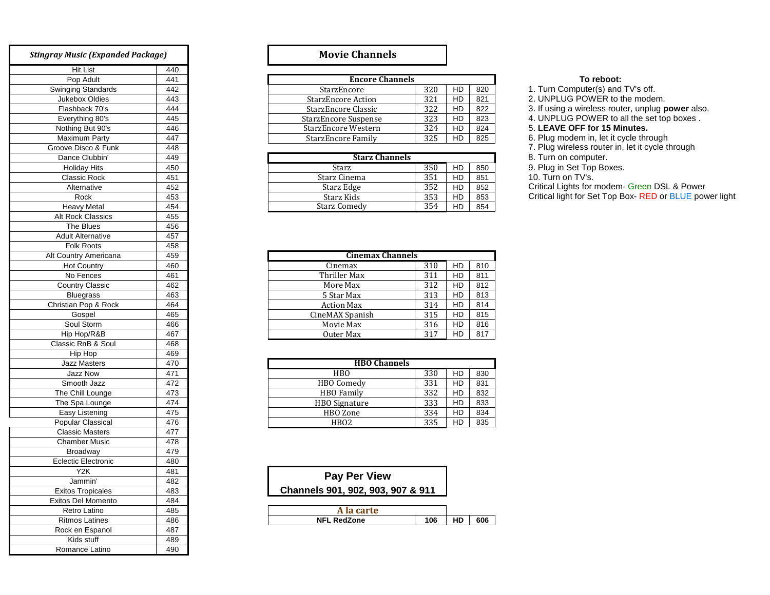| *Stingray Music (Expanded Package)* | |
|---|---|
| Hit List | 440 |
| Pop Adult | 441 |
| Swinging Standards | 442 |
| Jukebox Oldies | 443 |
| Flashback 70's | 444 |
| Everything 80's | 445 |
| Nothing But 90's | 446 |
| Maximum Party | 447 |
| Groove Disco & Funk | 448 |
| Dance Clubbin' | 449 |
| Holiday Hits | 450 |
| Classic Rock | 451 |
| Alternative | 452 |
| Rock | 453 |
| Heavy Metal | 454 |
| Alt Rock Classics | 455 |
| The Blues | 456 |
| Adult Alternative | 457 |
| Folk Roots | 458 |
| Alt Country Americana | 459 |
| Hot Country | 460 |
| No Fences | 461 |
| Country Classic | 462 |
| Bluegrass | 463 |
| Christian Pop & Rock | 464 |
| Gospel | 465 |
| Soul Storm | 466 |
| Hip Hop/R&B | 467 |
| Classic RnB & Soul | 468 |
| Hip Hop | 469 |
| Jazz Masters | 470 |
| Jazz Now | 471 |
| Smooth Jazz | 472 |
| The Chill Lounge | 473 |
| The Spa Lounge | 474 |
| Easy Listening | 475 |
| Popular Classical | 476 |
| Classic Masters | 477 |
| Chamber Music | 478 |
| Broadway | 479 |
| Eclectic Electronic | 480 |
| Y2K | 481 |
| Jammin' | 482 |
| Exitos Tropicales | 483 |
| Exitos Del Momento | 484 |
| Retro Latino | 485 |
| Ritmos Latines | 486 |
| Rock en Espanol | 487 |
| Kids stuff | 489 |
| Romance Latino | 490 |

## Movie Channels

| Encore Channels | | | |
|---|---|---|---|
| StarzEncore | 320 | HD | 820 |
| StarzEncore Action | 321 | HD | 821 |
| StarzEncore Classic | 322 | HD | 822 |
| StarzEncore Suspense | 323 | HD | 823 |
| StarzEncore Western | 324 | HD | 824 |
| StarzEncore Family | 325 | HD | 825 |

| Starz Channels | | | |
|---|---|---|---|
| Starz | 350 | HD | 850 |
| Starz Cinema | 351 | HD | 851 |
| Starz Edge | 352 | HD | 852 |
| Starz Kids | 353 | HD | 853 |
| Starz Comedy | 354 | HD | 854 |

| Cinemax Channels | | | |
|---|---|---|---|
| Cinemax | 310 | HD | 810 |
| Thriller Max | 311 | HD | 811 |
| More Max | 312 | HD | 812 |
| 5 Star Max | 313 | HD | 813 |
| Action Max | 314 | HD | 814 |
| CineMAX Spanish | 315 | HD | 815 |
| Movie Max | 316 | HD | 816 |
| Outer Max | 317 | HD | 817 |

| HBO Channels | | | |
|---|---|---|---|
| HBO | 330 | HD | 830 |
| HBO Comedy | 331 | HD | 831 |
| HBO Family | 332 | HD | 832 |
| HBO Signature | 333 | HD | 833 |
| HBO Zone | 334 | HD | 834 |
| HBO2 | 335 | HD | 835 |

## Pay Per View

**Channels 901, 902, 903, 907 & 911**

| A la carte | | | |
|---|---|---|---|
| **NFL RedZone** | **106** | **HD** | **606** |

**To reboot:**

1. Turn Computer(s) and TV's off.
2. UNPLUG POWER to the modem.
3. If using a wireless router, unplug **power** also.
4. UNPLUG POWER to all the set top boxes .
5. **LEAVE OFF for 15 Minutes.**
6. Plug modem in, let it cycle through
7. Plug wireless router in, let it cycle through
8. Turn on computer.
9. Plug in Set Top Boxes.
10. Turn on TV's.

Critical Lights for modem- Green DSL & Power
Critical light for Set Top Box- RED or BLUE power light